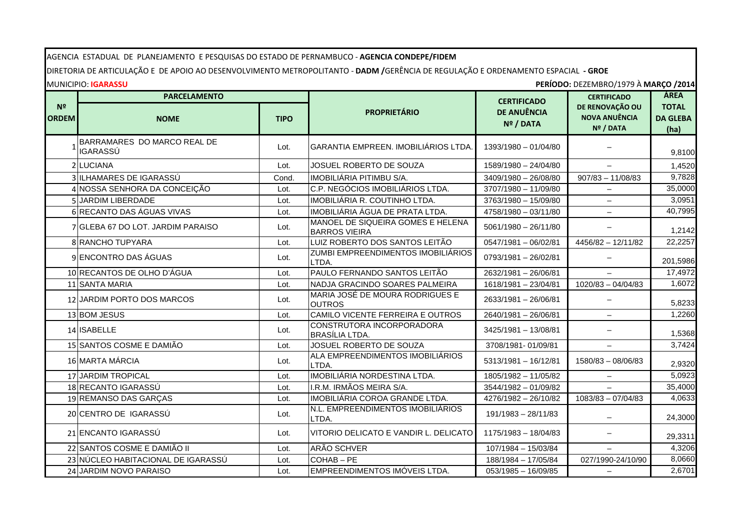AGENCIA ESTADUAL DE PLANEJAMENTO E PESQUISAS DO ESTADO DE PERNAMBUCO - **AGENCIA CONDEPE/FIDEM**

DIRETORIA DE ARTICULAÇÃO E DE APOIO AO DESENVOLVIMENTO METROPOLITANTO - **DADM /**GERÊNCIA DE REGULAÇÃO E ORDENAMENTO ESPACIAL **- GROE**

MUNICIPIO: **IGARASSU**

**PERÍODO:** DEZEMBRO/1979 À **MARÇO /2014**

| Nº ORDEM | PARCELAMENTO | | PROPRIETÁRIO | CERTIFICADO DE ANUÊNCIA Nº / DATA | CERTIFICADO DE RENOVAÇÃO OU NOVA ANUÊNCIA Nº / DATA | ÁREA TOTAL DA GLEBA (ha) |
|---|---|---|---|---|---|---|
| | NOME | TIPO | | | | |
| 1 | BARRAMARES DO MARCO REAL DE IGARASSÚ | Lot. | GARANTIA EMPREEN. IMOBILIÁRIOS LTDA. | 1393/1980 – 01/04/80 | – | 9,8100 |
| 2 | LUCIANA | Lot. | JOSUEL ROBERTO DE SOUZA | 1589/1980 – 24/04/80 | – | 1,4520 |
| 3 | ILHAMARES DE IGARASSÚ | Cond. | IMOBILIÁRIA PITIMBU S/A. | 3409/1980 – 26/08/80 | 907/83 – 11/08/83 | 9,7828 |
| 4 | NOSSA SENHORA DA CONCEIÇÃO | Lot. | C.P. NEGÓCIOS IMOBILIÁRIOS LTDA. | 3707/1980 – 11/09/80 | – | 35,0000 |
| 5 | JARDIM LIBERDADE | Lot. | IMOBILIÁRIA R. COUTINHO LTDA. | 3763/1980 – 15/09/80 | – | 3,0951 |
| 6 | RECANTO DAS ÁGUAS VIVAS | Lot. | IMOBILIÁRIA ÁGUA DE PRATA LTDA. | 4758/1980 – 03/11/80 | – | 40,7995 |
| 7 | GLEBA 67 DO LOT. JARDIM PARAISO | Lot. | MANOEL DE SIQUEIRA GOMES E HELENA BARROS VIEIRA | 5061/1980 – 26/11/80 | – | 1,2142 |
| 8 | RANCHO TUPYARA | Lot. | LUIZ ROBERTO DOS SANTOS LEITÃO | 0547/1981 – 06/02/81 | 4456/82 – 12/11/82 | 22,2257 |
| 9 | ENCONTRO DAS ÁGUAS | Lot. | ZUMBI EMPREENDIMENTOS IMOBILIÁRIOS LTDA. | 0793/1981 – 26/02/81 | – | 201,5986 |
| 10 | RECANTOS DE OLHO D'ÁGUA | Lot. | PAULO FERNANDO SANTOS LEITÃO | 2632/1981 – 26/06/81 | – | 17,4972 |
| 11 | SANTA MARIA | Lot. | NADJA GRACINDO SOARES PALMEIRA | 1618/1981 – 23/04/81 | 1020/83 – 04/04/83 | 1,6072 |
| 12 | JARDIM PORTO DOS MARCOS | Lot. | MARIA JOSÉ DE MOURA RODRIGUES E OUTROS | 2633/1981 – 26/06/81 | – | 5,8233 |
| 13 | BOM JESUS | Lot. | CAMILO VICENTE FERREIRA E OUTROS | 2640/1981 – 26/06/81 | – | 1,2260 |
| 14 | ISABELLE | Lot. | CONSTRUTORA INCORPORADORA BRASÍLIA LTDA. | 3425/1981 – 13/08/81 | – | 1,5368 |
| 15 | SANTOS COSME E DAMIÃO | Lot. | JOSUEL ROBERTO DE SOUZA | 3708/1981- 01/09/81 | – | 3,7424 |
| 16 | MARTA MÁRCIA | Lot. | ALA EMPREENDIMENTOS IMOBILIÁRIOS LTDA. | 5313/1981 – 16/12/81 | 1580/83 – 08/06/83 | 2,9320 |
| 17 | JARDIM TROPICAL | Lot. | IMOBILIÁRIA NORDESTINA LTDA. | 1805/1982 – 11/05/82 | – | 5,0923 |
| 18 | RECANTO IGARASSÚ | Lot. | I.R.M. IRMÃOS MEIRA S/A. | 3544/1982 – 01/09/82 | – | 35,4000 |
| 19 | REMANSO DAS GARÇAS | Lot. | IMOBILIÁRIA COROA GRANDE LTDA. | 4276/1982 – 26/10/82 | 1083/83 – 07/04/83 | 4,0633 |
| 20 | CENTRO DE IGARASSÚ | Lot. | N.L. EMPREENDIMENTOS IMOBILIÁRIOS LTDA. | 191/1983 – 28/11/83 | – | 24,3000 |
| 21 | ENCANTO IGARASSÚ | Lot. | VITORIO DELICATO E VANDIR L. DELICATO | 1175/1983 – 18/04/83 | – | 29,3311 |
| 22 | SANTOS COSME E DAMIÃO II | Lot. | ARÃO SCHVER | 107/1984 – 15/03/84 | – | 4,3206 |
| 23 | NÚCLEO HABITACIONAL DE IGARASSÚ | Lot. | COHAB – PE | 188/1984 – 17/05/84 | 027/1990-24/10/90 | 8,0660 |
| 24 | JARDIM NOVO PARAISO | Lot. | EMPREENDIMENTOS IMÓVEIS LTDA. | 053/1985 – 16/09/85 | – | 2,6701 |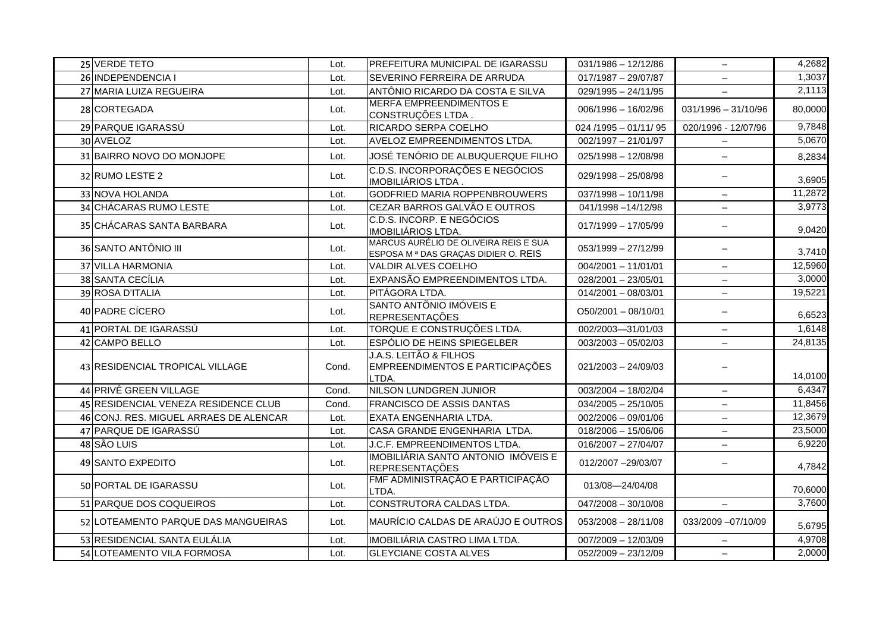| | | | | | | |
|---|---|---|---|---|---|---|
| 25 | VERDE TETO | Lot. | PREFEITURA MUNICIPAL DE IGARASSU | 031/1986 – 12/12/86 | – | 4,2682 |
| 26 | INDEPENDENCIA I | Lot. | SEVERINO FERREIRA DE ARRUDA | 017/1987 – 29/07/87 | – | 1,3037 |
| 27 | MARIA LUIZA REGUEIRA | Lot. | ANTÔNIO RICARDO DA COSTA E SILVA | 029/1995 – 24/11/95 | – | 2,1113 |
| 28 | CORTEGADA | Lot. | MERFA EMPREENDIMENTOS E CONSTRUÇÕES LTDA . | 006/1996 – 16/02/96 | 031/1996 – 31/10/96 | 80,0000 |
| 29 | PARQUE IGARASSÚ | Lot. | RICARDO SERPA COELHO | 024 /1995 – 01/11/ 95 | 020/1996 - 12/07/96 | 9,7848 |
| 30 | AVELOZ | Lot. | AVELOZ EMPREENDIMENTOS LTDA. | 002/1997 – 21/01/97 | – | 5,0670 |
| 31 | BAIRRO NOVO DO MONJOPE | Lot. | JOSÉ TENÓRIO DE ALBUQUERQUE FILHO | 025/1998 – 12/08/98 | – | 8,2834 |
| 32 | RUMO LESTE 2 | Lot. | C.D.S. INCORPORAÇÕES E NEGÓCIOS IMOBILIÁRIOS LTDA . | 029/1998 – 25/08/98 | – | 3,6905 |
| 33 | NOVA HOLANDA | Lot. | GODFRIED MARIA ROPPENBROUWERS | 037/1998 – 10/11/98 | – | 11,2872 |
| 34 | CHÁCARAS RUMO LESTE | Lot. | CEZAR BARROS GALVÃO E OUTROS | 041/1998 –14/12/98 | – | 3,9773 |
| 35 | CHÁCARAS SANTA BARBARA | Lot. | C.D.S. INCORP. E NEGÓCIOS IMOBILIÁRIOS LTDA. | 017/1999 – 17/05/99 | – | 9,0420 |
| 36 | SANTO ANTÔNIO III | Lot. | MARCUS AURÉLIO DE OLIVEIRA REIS E SUA ESPOSA M ª DAS GRAÇAS DIDIER O. REIS | 053/1999 – 27/12/99 | – | 3,7410 |
| 37 | VILLA HARMONIA | Lot. | VALDIR ALVES COELHO | 004/2001 – 11/01/01 | – | 12,5960 |
| 38 | SANTA CECÍLIA | Lot. | EXPANSÃO EMPREENDIMENTOS LTDA. | 028/2001 – 23/05/01 | – | 3,0000 |
| 39 | ROSA D'ITALIA | Lot. | PITÁGORA LTDA. | 014/2001 – 08/03/01 | – | 19,5221 |
| 40 | PADRE CÍCERO | Lot. | SANTO ANTÔNIO IMÓVEIS E REPRESENTAÇÕES | O50/2001 – 08/10/01 | – | 6,6523 |
| 41 | PORTAL DE IGARASSÚ | Lot. | TORQUE E CONSTRUÇÕES LTDA. | 002/2003—31/01/03 | – | 1,6148 |
| 42 | CAMPO BELLO | Lot. | ESPÓLIO DE HEINS SPIEGELBER | 003/2003 – 05/02/03 | – | 24,8135 |
| 43 | RESIDENCIAL TROPICAL VILLAGE | Cond. | J.A.S. LEITÃO & FILHOS EMPREENDIMENTOS E PARTICIPAÇÕES LTDA. | 021/2003 – 24/09/03 | – | 14,0100 |
| 44 | PRIVÊ GREEN VILLAGE | Cond. | NILSON LUNDGREN JUNIOR | 003/2004 – 18/02/04 | – | 6,4347 |
| 45 | RESIDENCIAL VENEZA RESIDENCE CLUB | Cond. | FRANCISCO DE ASSIS DANTAS | 034/2005 – 25/10/05 | – | 11,8456 |
| 46 | CONJ. RES. MIGUEL ARRAES DE ALENCAR | Lot. | EXATA ENGENHARIA LTDA. | 002/2006 – 09/01/06 | – | 12,3679 |
| 47 | PARQUE DE IGARASSÚ | Lot. | CASA GRANDE ENGENHARIA LTDA. | 018/2006 – 15/06/06 | – | 23,5000 |
| 48 | SÃO LUIS | Lot. | J.C.F. EMPREENDIMENTOS LTDA. | 016/2007 – 27/04/07 | – | 6,9220 |
| 49 | SANTO EXPEDITO | Lot. | IMOBILIÁRIA SANTO ANTONIO IMÓVEIS E REPRESENTAÇÕES | 012/2007 –29/03/07 | – | 4,7842 |
| 50 | PORTAL DE IGARASSU | Lot. | FMF ADMINISTRAÇÃO E PARTICIPAÇÃO LTDA. | 013/08—24/04/08 | | 70,6000 |
| 51 | PARQUE DOS COQUEIROS | Lot. | CONSTRUTORA CALDAS LTDA. | 047/2008 – 30/10/08 | – | 3,7600 |
| 52 | LOTEAMENTO PARQUE DAS MANGUEIRAS | Lot. | MAURÍCIO CALDAS DE ARAÚJO E OUTROS | 053/2008 – 28/11/08 | 033/2009 –07/10/09 | 5,6795 |
| 53 | RESIDENCIAL SANTA EULÁLIA | Lot. | IMOBILIÁRIA CASTRO LIMA LTDA. | 007/2009 – 12/03/09 | – | 4,9708 |
| 54 | LOTEAMENTO VILA FORMOSA | Lot. | GLEYCIANE COSTA ALVES | 052/2009 – 23/12/09 | – | 2,0000 |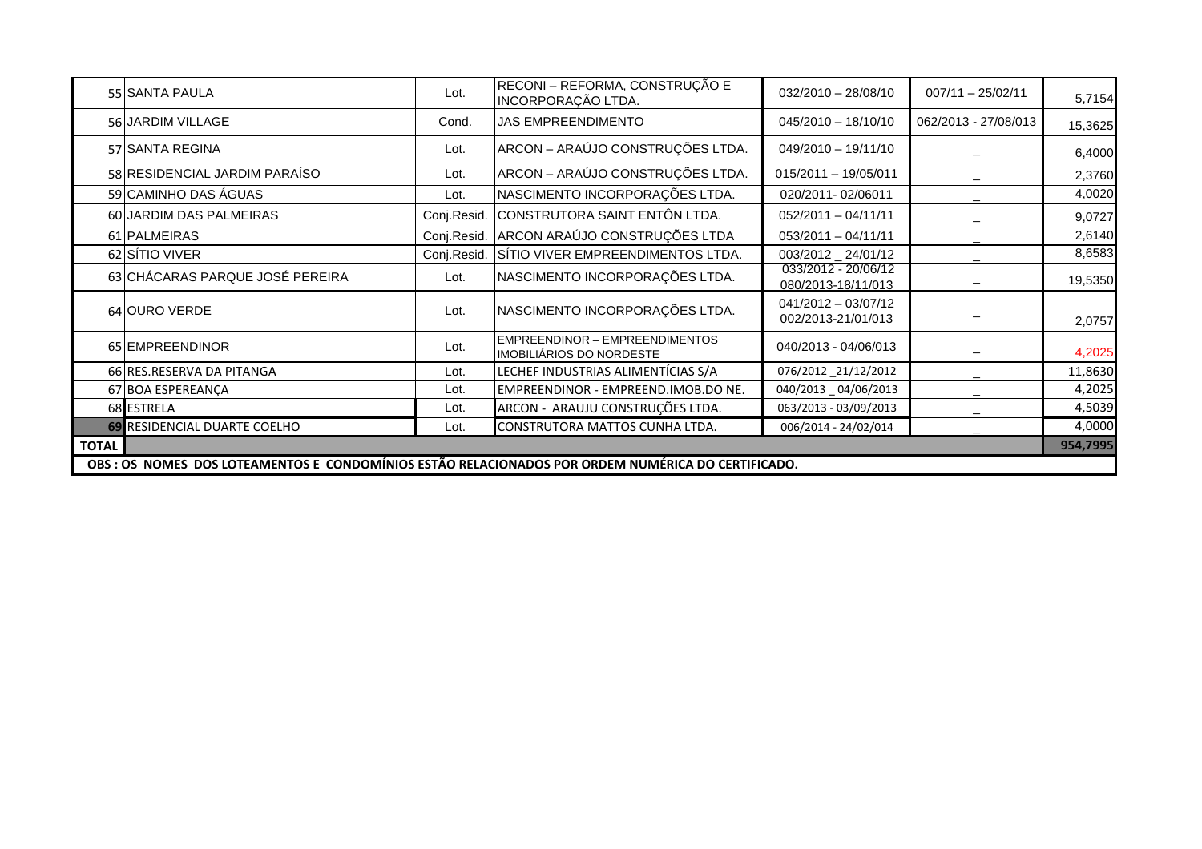| | | | | | | |
|---|---|---|---|---|---|---|
| 55 | SANTA PAULA | Lot. | RECONI – REFORMA, CONSTRUÇÃO E INCORPORAÇÃO LTDA. | 032/2010 – 28/08/10 | 007/11 – 25/02/11 | 5,7154 |
| 56 | JARDIM VILLAGE | Cond. | JAS EMPREENDIMENTO | 045/2010 – 18/10/10 | 062/2013 - 27/08/013 | 15,3625 |
| 57 | SANTA REGINA | Lot. | ARCON – ARAÚJO CONSTRUÇÕES LTDA. | 049/2010 – 19/11/10 | _ | 6,4000 |
| 58 | RESIDENCIAL JARDIM PARAÍSO | Lot. | ARCON – ARAÚJO CONSTRUÇÕES LTDA. | 015/2011 – 19/05/011 | _ | 2,3760 |
| 59 | CAMINHO DAS ÁGUAS | Lot. | NASCIMENTO INCORPORAÇÕES LTDA. | 020/2011- 02/06011 | _ | 4,0020 |
| 60 | JARDIM DAS PALMEIRAS | Conj.Resid. | CONSTRUTORA SAINT ENTÔN LTDA. | 052/2011 – 04/11/11 | _ | 9,0727 |
| 61 | PALMEIRAS | Conj.Resid. | ARCON ARAÚJO CONSTRUÇÕES LTDA | 053/2011 – 04/11/11 | _ | 2,6140 |
| 62 | SÍTIO VIVER | Conj.Resid. | SÍTIO VIVER EMPREENDIMENTOS LTDA. | 003/2012 _ 24/01/12 | _ | 8,6583 |
| 63 | CHÁCARAS PARQUE JOSÉ PEREIRA | Lot. | NASCIMENTO INCORPORAÇÕES LTDA. | 033/2012 - 20/06/12 080/2013-18/11/013 | _ | 19,5350 |
| 64 | OURO VERDE | Lot. | NASCIMENTO INCORPORAÇÕES LTDA. | 041/2012 – 03/07/12 002/2013-21/01/013 | _ | 2,0757 |
| 65 | EMPREENDINOR | Lot. | EMPREENDINOR – EMPREENDIMENTOS IMOBILIÁRIOS DO NORDESTE | 040/2013 - 04/06/013 | _ | 4,2025 |
| 66 | RES.RESERVA DA PITANGA | Lot. | LECHEF INDUSTRIAS ALIMENTÍCIAS S/A | 076/2012 _21/12/2012 | _ | 11,8630 |
| 67 | BOA ESPEREANÇA | Lot. | EMPREENDINOR - EMPREEND.IMOB.DO NE. | 040/2013 _ 04/06/2013 | _ | 4,2025 |
| 68 | ESTRELA | Lot. | ARCON - ARAUJU CONSTRUÇÕES LTDA. | 063/2013 - 03/09/2013 | _ | 4,5039 |
| 69 | RESIDENCIAL DUARTE COELHO | Lot. | CONSTRUTORA MATTOS CUNHA LTDA. | 006/2014 - 24/02/014 | _ | 4,0000 |
| **TOTAL** | | | | | | **954,7995** |

**OBS : OS NOMES DOS LOTEAMENTOS E CONDOMÍNIOS ESTÃO RELACIONADOS POR ORDEM NUMÉRICA DO CERTIFICADO.**